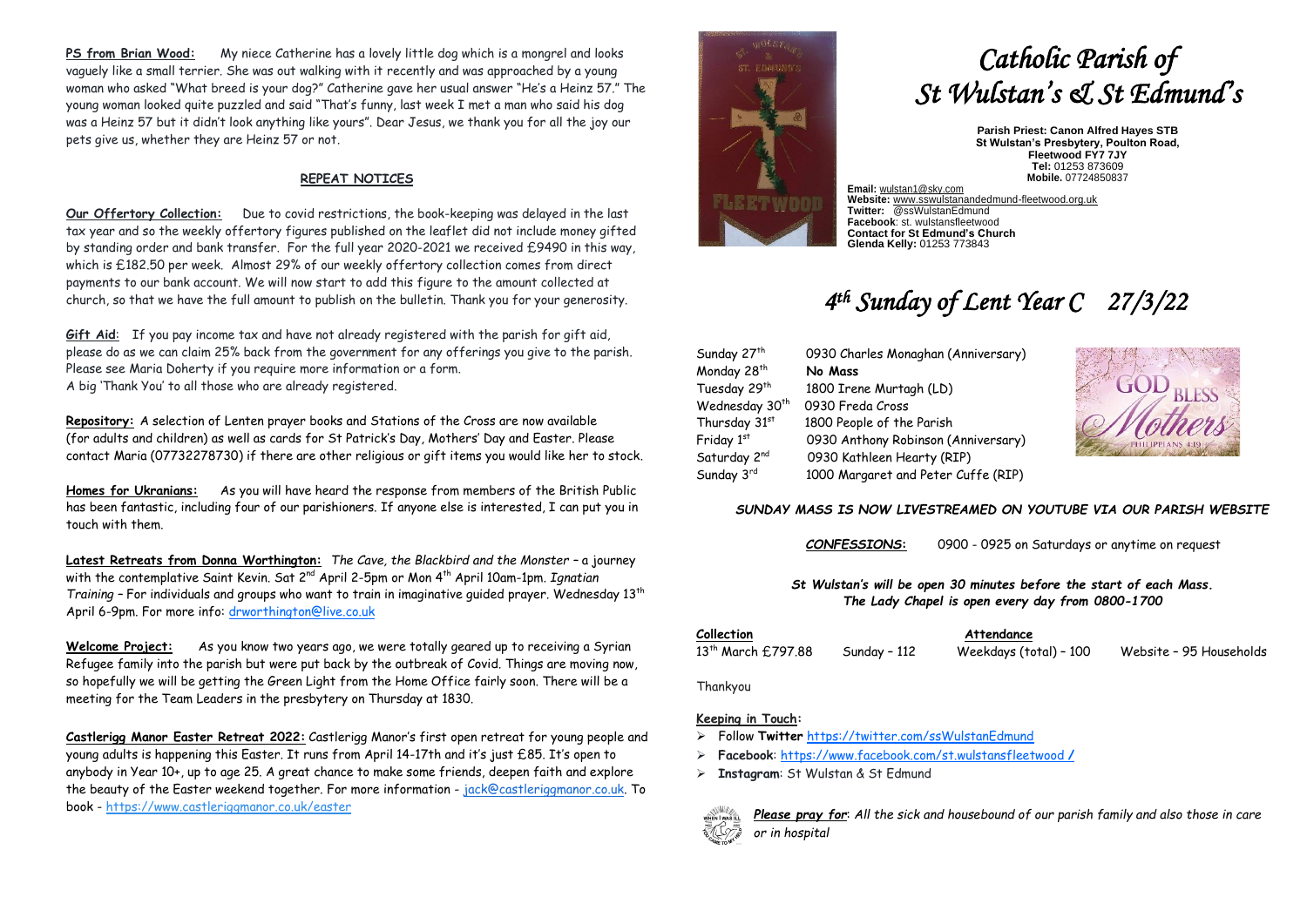**PS from Brian Wood:** My niece Catherine has a lovely little dog which is a mongrel and looks vaguely like a small terrier. She was out walking with it recently and was approached by a young woman who asked "What breed is your dog?" Catherine gave her usual answer "He's a Heinz 57." The young woman looked quite puzzled and said "That's funny, last week I met a man who said his dog was a Heinz 57 but it didn't look anything like yours". Dear Jesus, we thank you for all the joy our pets give us, whether they are Heinz 57 or not.

## REPEAT NOTICES

**Our Offertory Collection:** Due to covid restrictions, the book-keeping was delayed in the last tax year and so the weekly offertory figures published on the leaflet did not include money gifted by standing order and bank transfer. For the full year 2020-2021 we received £9490 in this way, which is £182.50 per week. Almost 29% of our weekly offertory collection comes from direct payments to our bank account. We will now start to add this figure to the amount collected at church, so that we have the full amount to publish on the bulletin. Thank you for your generosity.

**Gift Aid**: If you pay income tax and have not already registered with the parish for gift aid, please do as we can claim 25% back from the government for any offerings you give to the parish. Please see Maria Doherty if you require more information or a form.
A big 'Thank You' to all those who are already registered.

**Repository:** A selection of Lenten prayer books and Stations of the Cross are now available (for adults and children) as well as cards for St Patrick's Day, Mothers' Day and Easter. Please contact Maria (07732278730) if there are other religious or gift items you would like her to stock.

**Homes for Ukranians:** As you will have heard the response from members of the British Public has been fantastic, including four of our parishioners. If anyone else is interested, I can put you in touch with them.

**Latest Retreats from Donna Worthington:** *The Cave, the Blackbird and the Monster* – a journey with the contemplative Saint Kevin. Sat 2nd April 2-5pm or Mon 4th April 10am-1pm. *Ignatian Training* – For individuals and groups who want to train in imaginative guided prayer. Wednesday 13th April 6-9pm. For more info: drworthington@live.co.uk

**Welcome Project:** As you know two years ago, we were totally geared up to receiving a Syrian Refugee family into the parish but were put back by the outbreak of Covid. Things are moving now, so hopefully we will be getting the Green Light from the Home Office fairly soon. There will be a meeting for the Team Leaders in the presbytery on Thursday at 1830.

**Castlerigg Manor Easter Retreat 2022:** Castlerigg Manor's first open retreat for young people and young adults is happening this Easter. It runs from April 14-17th and it's just £85. It's open to anybody in Year 10+, up to age 25. A great chance to make some friends, deepen faith and explore the beauty of the Easter weekend together. For more information - jack@castleriggmanor.co.uk. To book - https://www.castleriggmanor.co.uk/easter

# *Catholic Parish of St Wulstan's & St Edmund's*

**Parish Priest: Canon Alfred Hayes STB**
**St Wulstan's Presbytery, Poulton Road, Fleetwood FY7 7JY**
**Tel:** 01253 873609
**Mobile.** 07724850837

**Email:** wulstan1@sky.com
**Website:** www.sswulstanandedmund-fleetwood.org.uk
**Twitter:** @ssWulstanEdmund
**Facebook**: st. wulstansfleetwood
**Contact for St Edmund's Church**
**Glenda Kelly:** 01253 773843

## *4th Sunday of Lent Year C 27/3/22*

| | |
|---|---|
| Sunday 27th | 0930 Charles Monaghan (Anniversary) |
| Monday 28th | **No Mass** |
| Tuesday 29th | 1800 Irene Murtagh (LD) |
| Wednesday 30th | 0930 Freda Cross |
| Thursday 31st | 1800 People of the Parish |
| Friday 1st | 0930 Anthony Robinson (Anniversary) |
| Saturday 2nd | 0930 Kathleen Hearty (RIP) |
| Sunday 3rd | 1000 Margaret and Peter Cuffe (RIP) |

***SUNDAY MASS IS NOW LIVESTREAMED ON YOUTUBE VIA OUR PARISH WEBSITE***

***CONFESSIONS*:** 0900 - 0925 on Saturdays or anytime on request

***St Wulstan's will be open 30 minutes before the start of each Mass.***
***The Lady Chapel is open every day from 0800-1700***

| **Collection** | **Attendance** | | |
|---|---|---|---|
| 13th March £797.88 | Sunday – 112 | Weekdays (total) – 100 | Website – 95 Households |

Thankyou

**Keeping in Touch:**
- Follow **Twitter** https://twitter.com/ssWulstanEdmund
- **Facebook**: https://www.facebook.com/st.wulstansfleetwood /
- **Instagram**: St Wulstan & St Edmund

***Please pray for**: All the sick and housebound of our parish family and also those in care or in hospital*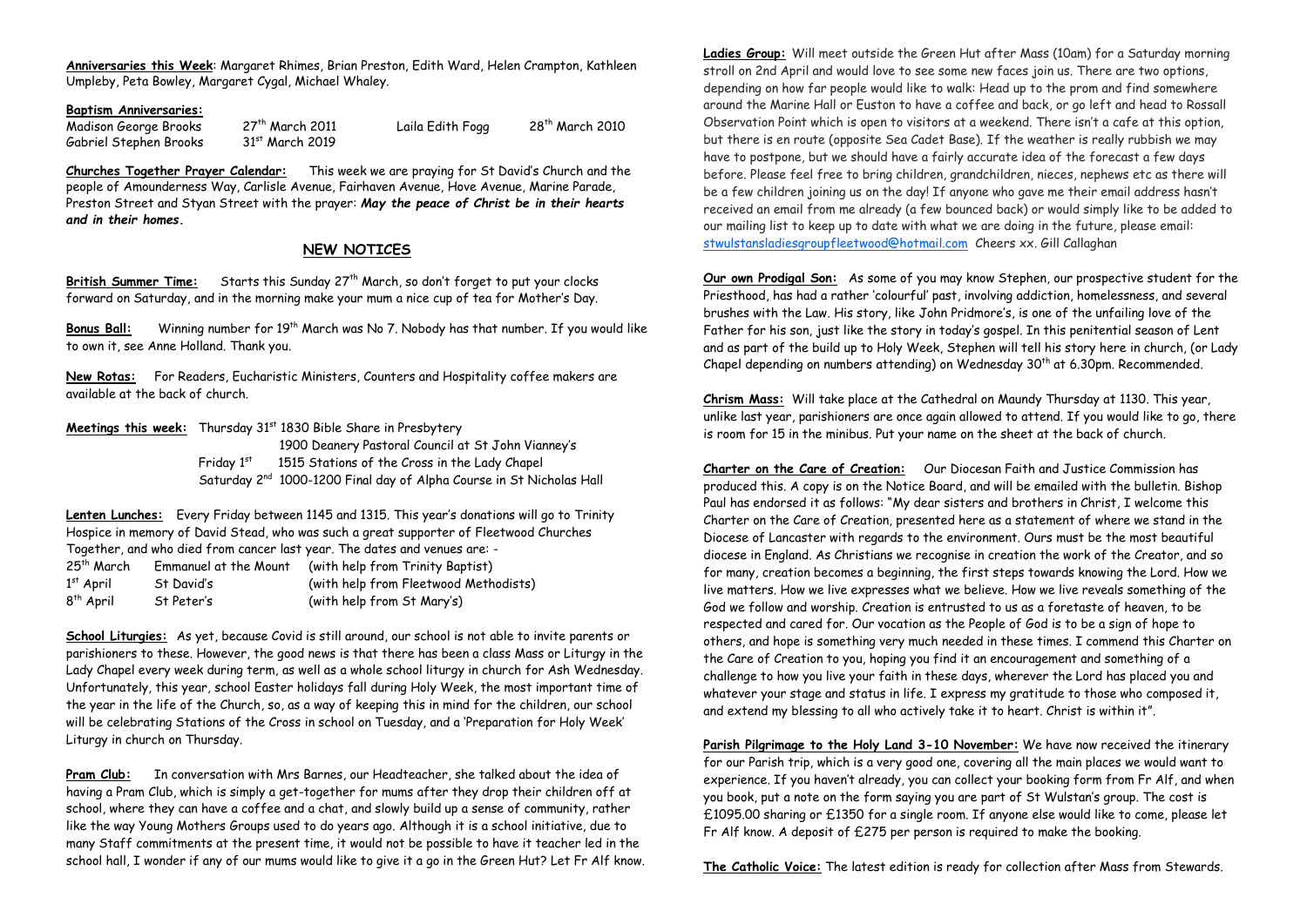**Anniversaries this Week**: Margaret Rhimes, Brian Preston, Edith Ward, Helen Crampton, Kathleen Umpleby, Peta Bowley, Margaret Cygal, Michael Whaley.

**Baptism Anniversaries:**

| | | | |
|---|---|---|---|
| Madison George Brooks | 27th March 2011 | Laila Edith Fogg | 28th March 2010 |
| Gabriel Stephen Brooks | 31st March 2019 | | |

**Churches Together Prayer Calendar:** This week we are praying for St David's Church and the people of Amounderness Way, Carlisle Avenue, Fairhaven Avenue, Hove Avenue, Marine Parade, Preston Street and Styan Street with the prayer: ***May the peace of Christ be in their hearts and in their homes.***

## NEW NOTICES

**British Summer Time:** Starts this Sunday 27th March, so don't forget to put your clocks forward on Saturday, and in the morning make your mum a nice cup of tea for Mother's Day.

**Bonus Ball:** Winning number for 19th March was No 7. Nobody has that number. If you would like to own it, see Anne Holland. Thank you.

**New Rotas:** For Readers, Eucharistic Ministers, Counters and Hospitality coffee makers are available at the back of church.

**Meetings this week:** Thursday 31st 1830 Bible Share in Presbytery
1900 Deanery Pastoral Council at St John Vianney's
Friday 1st 1515 Stations of the Cross in the Lady Chapel
Saturday 2nd 1000-1200 Final day of Alpha Course in St Nicholas Hall

**Lenten Lunches:** Every Friday between 1145 and 1315. This year's donations will go to Trinity Hospice in memory of David Stead, who was such a great supporter of Fleetwood Churches Together, and who died from cancer last year. The dates and venues are: -

| | | |
|---|---|---|
| 25th March | Emmanuel at the Mount | (with help from Trinity Baptist) |
| 1st April | St David's | (with help from Fleetwood Methodists) |
| 8th April | St Peter's | (with help from St Mary's) |

**School Liturgies:** As yet, because Covid is still around, our school is not able to invite parents or parishioners to these. However, the good news is that there has been a class Mass or Liturgy in the Lady Chapel every week during term, as well as a whole school liturgy in church for Ash Wednesday. Unfortunately, this year, school Easter holidays fall during Holy Week, the most important time of the year in the life of the Church, so, as a way of keeping this in mind for the children, our school will be celebrating Stations of the Cross in school on Tuesday, and a 'Preparation for Holy Week' Liturgy in church on Thursday.

**Pram Club:** In conversation with Mrs Barnes, our Headteacher, she talked about the idea of having a Pram Club, which is simply a get-together for mums after they drop their children off at school, where they can have a coffee and a chat, and slowly build up a sense of community, rather like the way Young Mothers Groups used to do years ago. Although it is a school initiative, due to many Staff commitments at the present time, it would not be possible to have it teacher led in the school hall, I wonder if any of our mums would like to give it a go in the Green Hut? Let Fr Alf know.

**Ladies Group:** Will meet outside the Green Hut after Mass (10am) for a Saturday morning stroll on 2nd April and would love to see some new faces join us. There are two options, depending on how far people would like to walk: Head up to the prom and find somewhere around the Marine Hall or Euston to have a coffee and back, or go left and head to Rossall Observation Point which is open to visitors at a weekend. There isn't a cafe at this option, but there is en route (opposite Sea Cadet Base). If the weather is really rubbish we may have to postpone, but we should have a fairly accurate idea of the forecast a few days before. Please feel free to bring children, grandchildren, nieces, nephews etc as there will be a few children joining us on the day! If anyone who gave me their email address hasn't received an email from me already (a few bounced back) or would simply like to be added to our mailing list to keep up to date with what we are doing in the future, please email: stwulstansladiesgroupfleetwood@hotmail.com Cheers xx. Gill Callaghan

**Our own Prodigal Son:** As some of you may know Stephen, our prospective student for the Priesthood, has had a rather 'colourful' past, involving addiction, homelessness, and several brushes with the Law. His story, like John Pridmore's, is one of the unfailing love of the Father for his son, just like the story in today's gospel. In this penitential season of Lent and as part of the build up to Holy Week, Stephen will tell his story here in church, (or Lady Chapel depending on numbers attending) on Wednesday 30th at 6.30pm. Recommended.

**Chrism Mass:** Will take place at the Cathedral on Maundy Thursday at 1130. This year, unlike last year, parishioners are once again allowed to attend. If you would like to go, there is room for 15 in the minibus. Put your name on the sheet at the back of church.

**Charter on the Care of Creation:** Our Diocesan Faith and Justice Commission has produced this. A copy is on the Notice Board, and will be emailed with the bulletin. Bishop Paul has endorsed it as follows: "My dear sisters and brothers in Christ, I welcome this Charter on the Care of Creation, presented here as a statement of where we stand in the Diocese of Lancaster with regards to the environment. Ours must be the most beautiful diocese in England. As Christians we recognise in creation the work of the Creator, and so for many, creation becomes a beginning, the first steps towards knowing the Lord. How we live matters. How we live expresses what we believe. How we live reveals something of the God we follow and worship. Creation is entrusted to us as a foretaste of heaven, to be respected and cared for. Our vocation as the People of God is to be a sign of hope to others, and hope is something very much needed in these times. I commend this Charter on the Care of Creation to you, hoping you find it an encouragement and something of a challenge to how you live your faith in these days, wherever the Lord has placed you and whatever your stage and status in life. I express my gratitude to those who composed it, and extend my blessing to all who actively take it to heart. Christ is within it".

**Parish Pilgrimage to the Holy Land 3-10 November:** We have now received the itinerary for our Parish trip, which is a very good one, covering all the main places we would want to experience. If you haven't already, you can collect your booking form from Fr Alf, and when you book, put a note on the form saying you are part of St Wulstan's group. The cost is £1095.00 sharing or £1350 for a single room. If anyone else would like to come, please let Fr Alf know. A deposit of £275 per person is required to make the booking.

**The Catholic Voice:** The latest edition is ready for collection after Mass from Stewards.